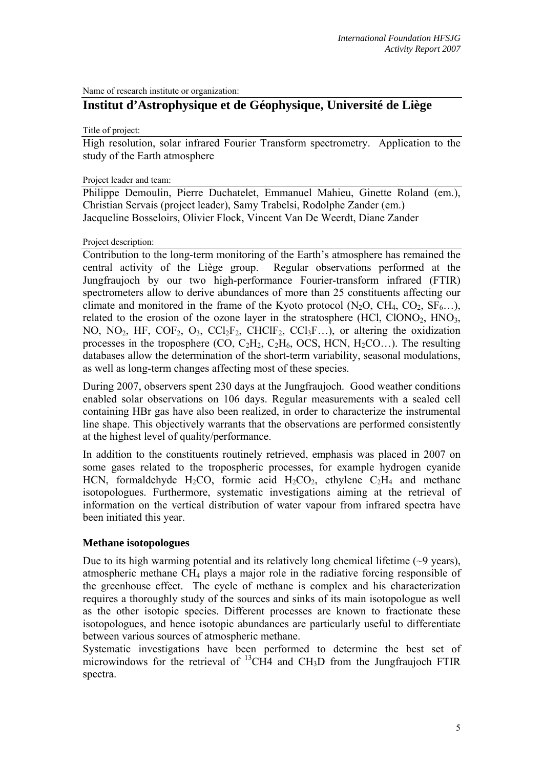Name of research institute or organization:

## Institut d'Astrophysique et de Géophysique, Université de Liège

Title of project:

High resolution, solar infrared Fourier Transform spectrometry. Application to the study of the Earth atmosphere

Project leader and team:

Philippe Demoulin, Pierre Duchatelet, Emmanuel Mahieu, Ginette Roland (em.), Christian Servais (project leader), Samy Trabelsi, Rodolphe Zander (em.) Jacqueline Bosseloirs, Olivier Flock, Vincent Van De Weerdt, Diane Zander

Project description:

Contribution to the long-term monitoring of the Earth's atmosphere has remained the central activity of the Liège group. Regular observations performed at the Jungfraujoch by our two high-performance Fourier-transform infrared (FTIR) spectrometers allow to derive abundances of more than 25 constituents affecting our climate and monitored in the frame of the Kyoto protocol ($N_2O$, $CH_4$, $CO_2$, $SF_6$…), related to the erosion of the ozone layer in the stratosphere (HCl, $ClONO_2$, $HNO_3$, NO, $NO_2$, HF, $COF_2$, $O_3$, $CCl_2F_2$, $CHClF_2$, $CCl_3F$…), or altering the oxidization processes in the troposphere (CO, $C_2H_2$, $C_2H_6$, OCS, HCN, $H_2CO$…). The resulting databases allow the determination of the short-term variability, seasonal modulations, as well as long-term changes affecting most of these species.

During 2007, observers spent 230 days at the Jungfraujoch. Good weather conditions enabled solar observations on 106 days. Regular measurements with a sealed cell containing HBr gas have also been realized, in order to characterize the instrumental line shape. This objectively warrants that the observations are performed consistently at the highest level of quality/performance.

In addition to the constituents routinely retrieved, emphasis was placed in 2007 on some gases related to the tropospheric processes, for example hydrogen cyanide HCN, formaldehyde $H_2CO$, formic acid $H_2CO_2$, ethylene $C_2H_4$ and methane isotopologues. Furthermore, systematic investigations aiming at the retrieval of information on the vertical distribution of water vapour from infrared spectra have been initiated this year.

### Methane isotopologues

Due to its high warming potential and its relatively long chemical lifetime (~9 years), atmospheric methane $CH_4$ plays a major role in the radiative forcing responsible of the greenhouse effect. The cycle of methane is complex and his characterization requires a thoroughly study of the sources and sinks of its main isotopologue as well as the other isotopic species. Different processes are known to fractionate these isotopologues, and hence isotopic abundances are particularly useful to differentiate between various sources of atmospheric methane.

Systematic investigations have been performed to determine the best set of microwindows for the retrieval of $^{13}CH4$ and $CH_3D$ from the Jungfraujoch FTIR spectra.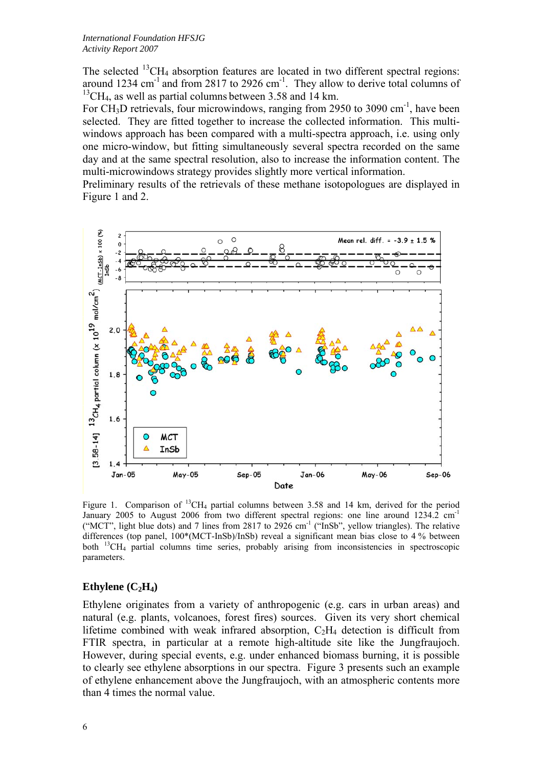The selected $^{13}CH_4$ absorption features are located in two different spectral regions: around 1234 $cm^{-1}$ and from 2817 to 2926 $cm^{-1}$. They allow to derive total columns of $^{13}CH_4$, as well as partial columns between 3.58 and 14 km.

For $CH_3D$ retrievals, four microwindows, ranging from 2950 to 3090 $cm^{-1}$, have been selected. They are fitted together to increase the collected information. This multi-windows approach has been compared with a multi-spectra approach, i.e. using only one micro-window, but fitting simultaneously several spectra recorded on the same day and at the same spectral resolution, also to increase the information content. The multi-microwindows strategy provides slightly more vertical information.

Preliminary results of the retrievals of these methane isotopologues are displayed in Figure 1 and 2.

Figure 1. Comparison of $^{13}CH_4$ partial columns between 3.58 and 14 km, derived for the period January 2005 to August 2006 from two different spectral regions: one line around 1234.2 $cm^{-1}$ ("MCT", light blue dots) and 7 lines from 2817 to 2926 $cm^{-1}$ ("InSb", yellow triangles). The relative differences (top panel, 100*(MCT-InSb)/InSb) reveal a significant mean bias close to 4 % between both $^{13}CH_4$ partial columns time series, probably arising from inconsistencies in spectroscopic parameters.

## Ethylene ($C_2H_4$)

Ethylene originates from a variety of anthropogenic (e.g. cars in urban areas) and natural (e.g. plants, volcanoes, forest fires) sources. Given its very short chemical lifetime combined with weak infrared absorption, $C_2H_4$ detection is difficult from FTIR spectra, in particular at a remote high-altitude site like the Jungfraujoch. However, during special events, e.g. under enhanced biomass burning, it is possible to clearly see ethylene absorptions in our spectra. Figure 3 presents such an example of ethylene enhancement above the Jungfraujoch, with an atmospheric contents more than 4 times the normal value.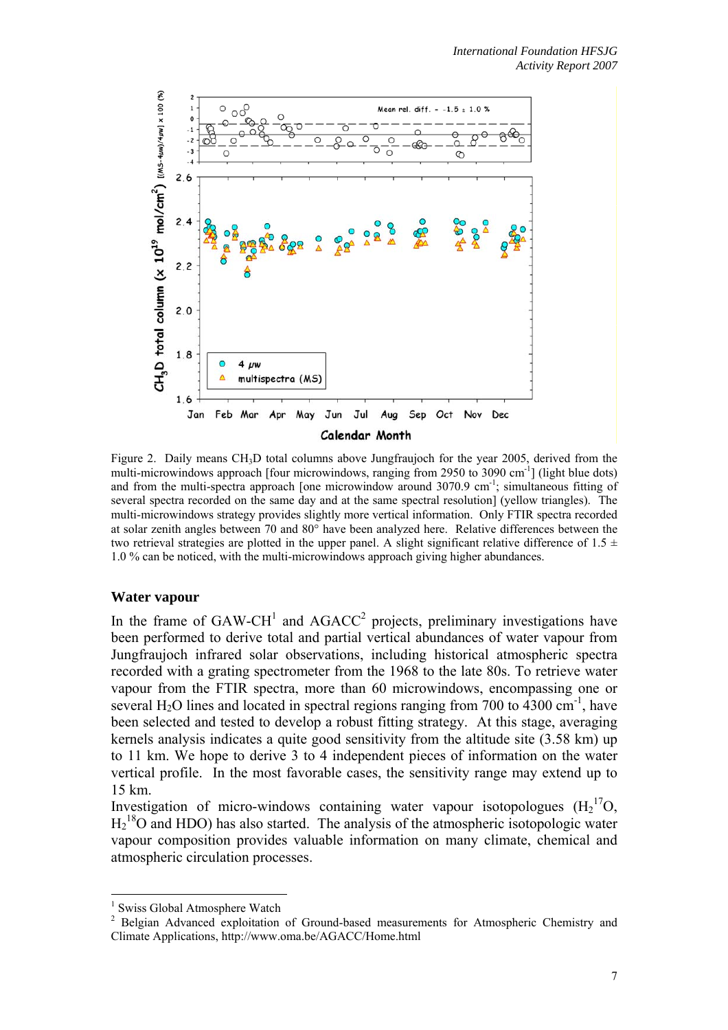Figure 2. Daily means $CH_3D$ total columns above Jungfraujoch for the year 2005, derived from the multi-microwindows approach [four microwindows, ranging from 2950 to 3090 $cm^{-1}$] (light blue dots) and from the multi-spectra approach [one microwindow around 3070.9 $cm^{-1}$; simultaneous fitting of several spectra recorded on the same day and at the same spectral resolution] (yellow triangles). The multi-microwindows strategy provides slightly more vertical information. Only FTIR spectra recorded at solar zenith angles between 70 and 80° have been analyzed here. Relative differences between the two retrieval strategies are plotted in the upper panel. A slight significant relative difference of 1.5 ± 1.0 % can be noticed, with the multi-microwindows approach giving higher abundances.

## Water vapour

In the frame of GAW-CH[1] and AGACC[2] projects, preliminary investigations have been performed to derive total and partial vertical abundances of water vapour from Jungfraujoch infrared solar observations, including historical atmospheric spectra recorded with a grating spectrometer from the 1968 to the late 80s. To retrieve water vapour from the FTIR spectra, more than 60 microwindows, encompassing one or several $H_2O$ lines and located in spectral regions ranging from 700 to 4300 $cm^{-1}$, have been selected and tested to develop a robust fitting strategy. At this stage, averaging kernels analysis indicates a quite good sensitivity from the altitude site (3.58 km) up to 11 km. We hope to derive 3 to 4 independent pieces of information on the water vertical profile. In the most favorable cases, the sensitivity range may extend up to 15 km.

Investigation of micro-windows containing water vapour isotopologues ($H_2{}^{17}O$, $H_2{}^{18}O$ and HDO) has also started. The analysis of the atmospheric isotopologic water vapour composition provides valuable information on many climate, chemical and atmospheric circulation processes.

---

[1] Swiss Global Atmosphere Watch

[2] Belgian Advanced exploitation of Ground-based measurements for Atmospheric Chemistry and Climate Applications, http://www.oma.be/AGACC/Home.html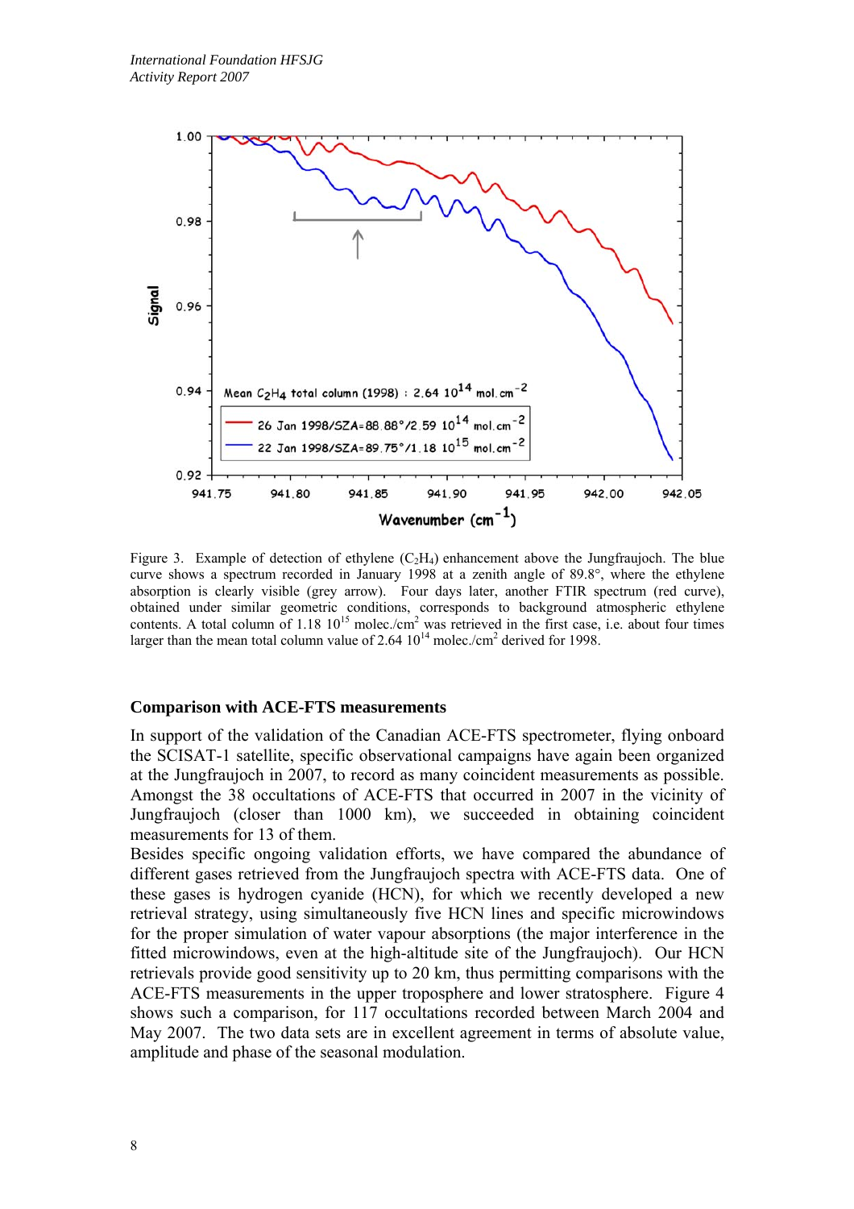Figure 3. Example of detection of ethylene ($C_2H_4$) enhancement above the Jungfraujoch. The blue curve shows a spectrum recorded in January 1998 at a zenith angle of 89.8°, where the ethylene absorption is clearly visible (grey arrow). Four days later, another FTIR spectrum (red curve), obtained under similar geometric conditions, corresponds to background atmospheric ethylene contents. A total column of 1.18 $10^{15}$ molec./cm$^2$ was retrieved in the first case, i.e. about four times larger than the mean total column value of 2.64 $10^{14}$ molec./cm$^2$ derived for 1998.

### Comparison with ACE-FTS measurements

In support of the validation of the Canadian ACE-FTS spectrometer, flying onboard the SCISAT-1 satellite, specific observational campaigns have again been organized at the Jungfraujoch in 2007, to record as many coincident measurements as possible. Amongst the 38 occultations of ACE-FTS that occurred in 2007 in the vicinity of Jungfraujoch (closer than 1000 km), we succeeded in obtaining coincident measurements for 13 of them.

Besides specific ongoing validation efforts, we have compared the abundance of different gases retrieved from the Jungfraujoch spectra with ACE-FTS data. One of these gases is hydrogen cyanide (HCN), for which we recently developed a new retrieval strategy, using simultaneously five HCN lines and specific microwindows for the proper simulation of water vapour absorptions (the major interference in the fitted microwindows, even at the high-altitude site of the Jungfraujoch). Our HCN retrievals provide good sensitivity up to 20 km, thus permitting comparisons with the ACE-FTS measurements in the upper troposphere and lower stratosphere. Figure 4 shows such a comparison, for 117 occultations recorded between March 2004 and May 2007. The two data sets are in excellent agreement in terms of absolute value, amplitude and phase of the seasonal modulation.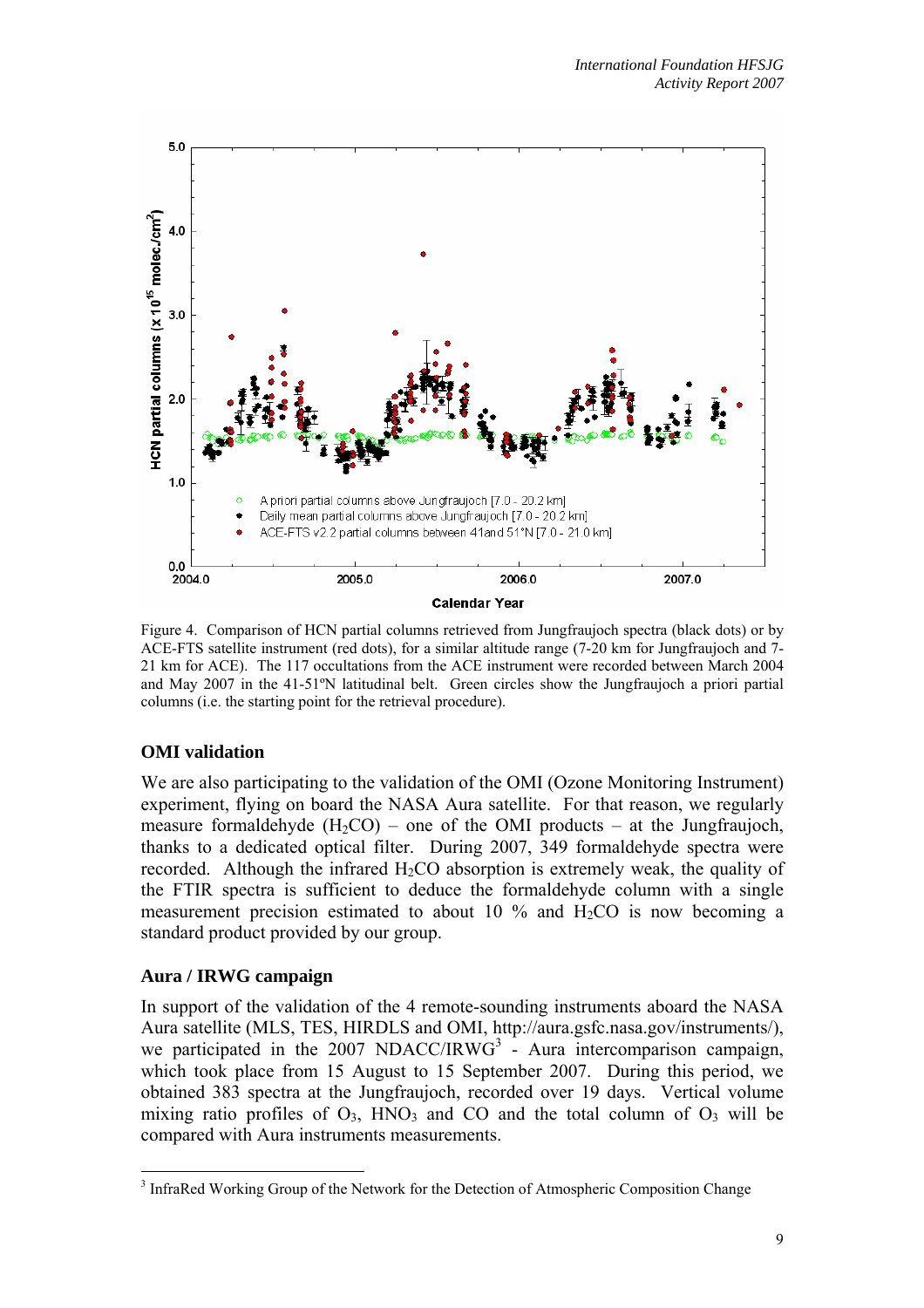Figure 4. Comparison of HCN partial columns retrieved from Jungfraujoch spectra (black dots) or by ACE-FTS satellite instrument (red dots), for a similar altitude range (7-20 km for Jungfraujoch and 7-21 km for ACE). The 117 occultations from the ACE instrument were recorded between March 2004 and May 2007 in the 41-51ºN latitudinal belt. Green circles show the Jungfraujoch a priori partial columns (i.e. the starting point for the retrieval procedure).

## OMI validation

We are also participating to the validation of the OMI (Ozone Monitoring Instrument) experiment, flying on board the NASA Aura satellite. For that reason, we regularly measure formaldehyde ($H_2CO$) – one of the OMI products – at the Jungfraujoch, thanks to a dedicated optical filter. During 2007, 349 formaldehyde spectra were recorded. Although the infrared $H_2CO$ absorption is extremely weak, the quality of the FTIR spectra is sufficient to deduce the formaldehyde column with a single measurement precision estimated to about 10 % and $H_2CO$ is now becoming a standard product provided by our group.

## Aura / IRWG campaign

In support of the validation of the 4 remote-sounding instruments aboard the NASA Aura satellite (MLS, TES, HIRDLS and OMI, http://aura.gsfc.nasa.gov/instruments/), we participated in the 2007 NDACC/IRWG[3] - Aura intercomparison campaign, which took place from 15 August to 15 September 2007. During this period, we obtained 383 spectra at the Jungfraujoch, recorded over 19 days. Vertical volume mixing ratio profiles of $O_3$, $HNO_3$ and CO and the total column of $O_3$ will be compared with Aura instruments measurements.

[3] InfraRed Working Group of the Network for the Detection of Atmospheric Composition Change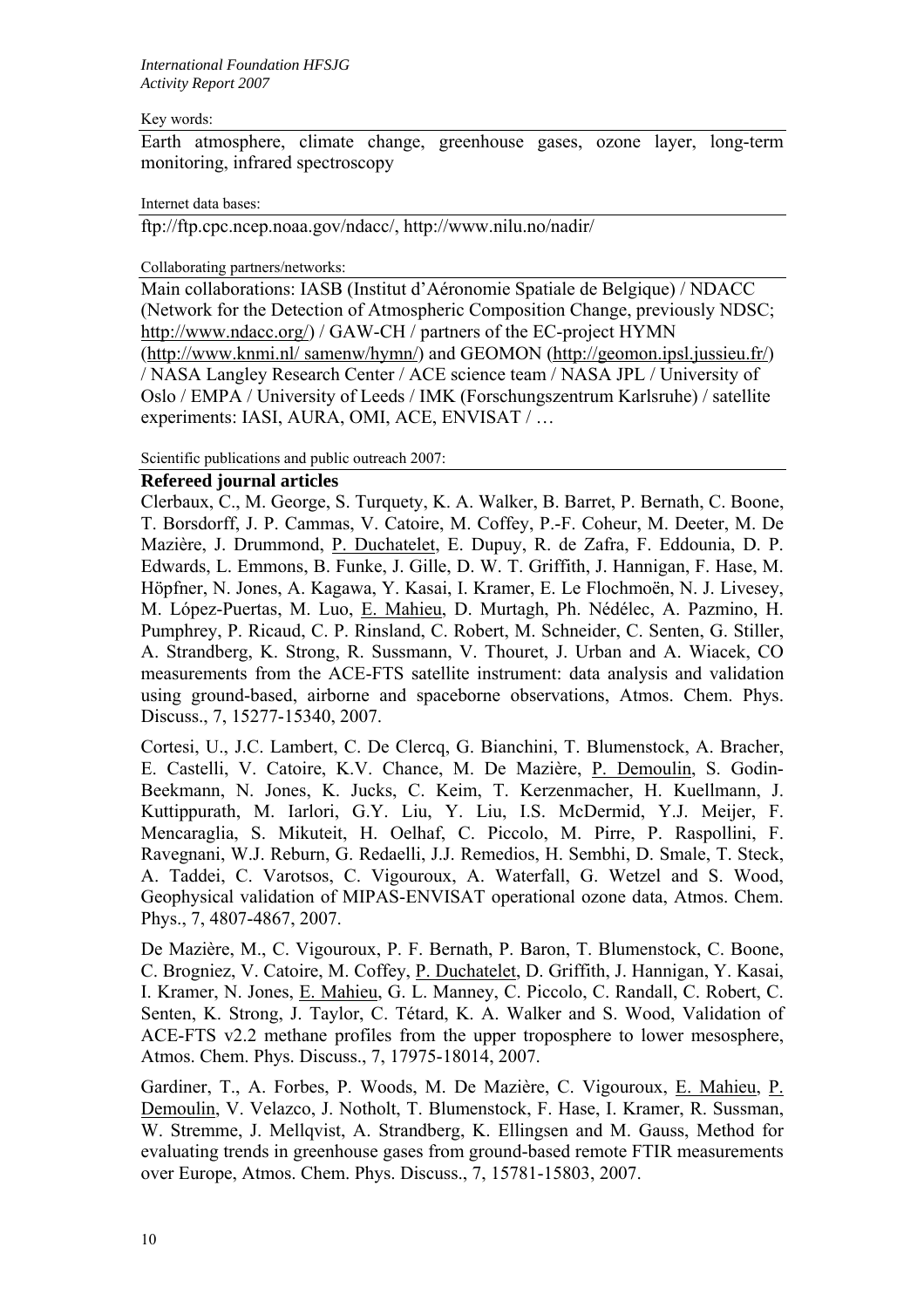Key words:

Earth atmosphere, climate change, greenhouse gases, ozone layer, long-term monitoring, infrared spectroscopy

Internet data bases:

ftp://ftp.cpc.ncep.noaa.gov/ndacc/, http://www.nilu.no/nadir/

Collaborating partners/networks:

Main collaborations: IASB (Institut d'Aéronomie Spatiale de Belgique) / NDACC (Network for the Detection of Atmospheric Composition Change, previously NDSC; http://www.ndacc.org/) / GAW-CH / partners of the EC-project HYMN (http://www.knmi.nl/ samenw/hymn/) and GEOMON (http://geomon.ipsl.jussieu.fr/) / NASA Langley Research Center / ACE science team / NASA JPL / University of Oslo / EMPA / University of Leeds / IMK (Forschungszentrum Karlsruhe) / satellite experiments: IASI, AURA, OMI, ACE, ENVISAT / …

Scientific publications and public outreach 2007:

**Refereed journal articles**

Clerbaux, C., M. George, S. Turquety, K. A. Walker, B. Barret, P. Bernath, C. Boone, T. Borsdorff, J. P. Cammas, V. Catoire, M. Coffey, P.-F. Coheur, M. Deeter, M. De Mazière, J. Drummond, P. Duchatelet, E. Dupuy, R. de Zafra, F. Eddounia, D. P. Edwards, L. Emmons, B. Funke, J. Gille, D. W. T. Griffith, J. Hannigan, F. Hase, M. Höpfner, N. Jones, A. Kagawa, Y. Kasai, I. Kramer, E. Le Flochmoën, N. J. Livesey, M. López-Puertas, M. Luo, E. Mahieu, D. Murtagh, Ph. Nédélec, A. Pazmino, H. Pumphrey, P. Ricaud, C. P. Rinsland, C. Robert, M. Schneider, C. Senten, G. Stiller, A. Strandberg, K. Strong, R. Sussmann, V. Thouret, J. Urban and A. Wiacek, CO measurements from the ACE-FTS satellite instrument: data analysis and validation using ground-based, airborne and spaceborne observations, Atmos. Chem. Phys. Discuss., 7, 15277-15340, 2007.

Cortesi, U., J.C. Lambert, C. De Clercq, G. Bianchini, T. Blumenstock, A. Bracher, E. Castelli, V. Catoire, K.V. Chance, M. De Mazière, P. Demoulin, S. Godin-Beekmann, N. Jones, K. Jucks, C. Keim, T. Kerzenmacher, H. Kuellmann, J. Kuttippurath, M. Iarlori, G.Y. Liu, Y. Liu, I.S. McDermid, Y.J. Meijer, F. Mencaraglia, S. Mikuteit, H. Oelhaf, C. Piccolo, M. Pirre, P. Raspollini, F. Ravegnani, W.J. Reburn, G. Redaelli, J.J. Remedios, H. Sembhi, D. Smale, T. Steck, A. Taddei, C. Varotsos, C. Vigouroux, A. Waterfall, G. Wetzel and S. Wood, Geophysical validation of MIPAS-ENVISAT operational ozone data, Atmos. Chem. Phys., 7, 4807-4867, 2007.

De Mazière, M., C. Vigouroux, P. F. Bernath, P. Baron, T. Blumenstock, C. Boone, C. Brogniez, V. Catoire, M. Coffey, P. Duchatelet, D. Griffith, J. Hannigan, Y. Kasai, I. Kramer, N. Jones, E. Mahieu, G. L. Manney, C. Piccolo, C. Randall, C. Robert, C. Senten, K. Strong, J. Taylor, C. Tétard, K. A. Walker and S. Wood, Validation of ACE-FTS v2.2 methane profiles from the upper troposphere to lower mesosphere, Atmos. Chem. Phys. Discuss., 7, 17975-18014, 2007.

Gardiner, T., A. Forbes, P. Woods, M. De Mazière, C. Vigouroux, E. Mahieu, P. Demoulin, V. Velazco, J. Notholt, T. Blumenstock, F. Hase, I. Kramer, R. Sussman, W. Stremme, J. Mellqvist, A. Strandberg, K. Ellingsen and M. Gauss, Method for evaluating trends in greenhouse gases from ground-based remote FTIR measurements over Europe, Atmos. Chem. Phys. Discuss., 7, 15781-15803, 2007.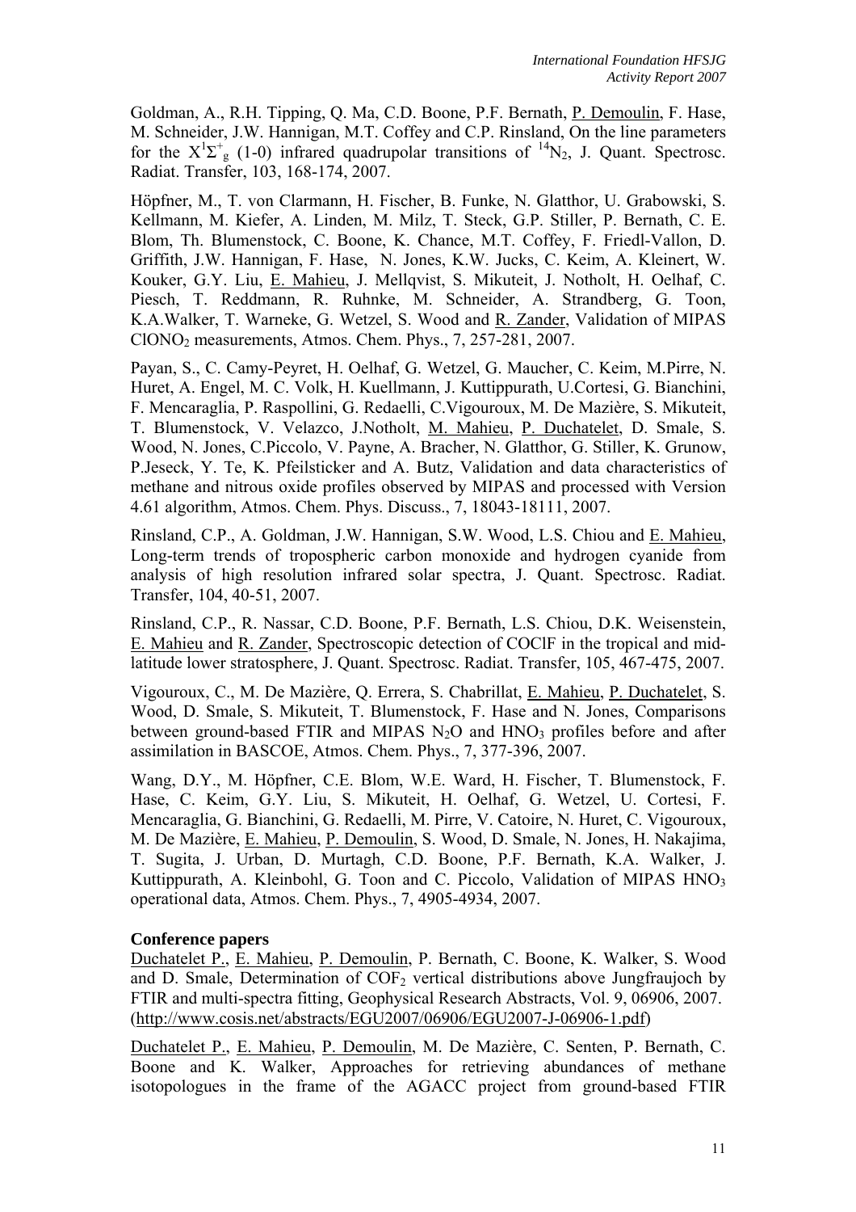Goldman, A., R.H. Tipping, Q. Ma, C.D. Boone, P.F. Bernath, P. Demoulin, F. Hase, M. Schneider, J.W. Hannigan, M.T. Coffey and C.P. Rinsland, On the line parameters for the $X^1\Sigma^+_g$ (1-0) infrared quadrupolar transitions of $^{14}N_2$, J. Quant. Spectrosc. Radiat. Transfer, 103, 168-174, 2007.

Höpfner, M., T. von Clarmann, H. Fischer, B. Funke, N. Glatthor, U. Grabowski, S. Kellmann, M. Kiefer, A. Linden, M. Milz, T. Steck, G.P. Stiller, P. Bernath, C. E. Blom, Th. Blumenstock, C. Boone, K. Chance, M.T. Coffey, F. Friedl-Vallon, D. Griffith, J.W. Hannigan, F. Hase, N. Jones, K.W. Jucks, C. Keim, A. Kleinert, W. Kouker, G.Y. Liu, E. Mahieu, J. Mellqvist, S. Mikuteit, J. Notholt, H. Oelhaf, C. Piesch, T. Reddmann, R. Ruhnke, M. Schneider, A. Strandberg, G. Toon, K.A.Walker, T. Warneke, G. Wetzel, S. Wood and R. Zander, Validation of MIPAS $ClONO_2$ measurements, Atmos. Chem. Phys., 7, 257-281, 2007.

Payan, S., C. Camy-Peyret, H. Oelhaf, G. Wetzel, G. Maucher, C. Keim, M.Pirre, N. Huret, A. Engel, M. C. Volk, H. Kuellmann, J. Kuttippurath, U.Cortesi, G. Bianchini, F. Mencaraglia, P. Raspollini, G. Redaelli, C.Vigouroux, M. De Mazière, S. Mikuteit, T. Blumenstock, V. Velazco, J.Notholt, M. Mahieu, P. Duchatelet, D. Smale, S. Wood, N. Jones, C.Piccolo, V. Payne, A. Bracher, N. Glatthor, G. Stiller, K. Grunow, P.Jeseck, Y. Te, K. Pfeilsticker and A. Butz, Validation and data characteristics of methane and nitrous oxide profiles observed by MIPAS and processed with Version 4.61 algorithm, Atmos. Chem. Phys. Discuss., 7, 18043-18111, 2007.

Rinsland, C.P., A. Goldman, J.W. Hannigan, S.W. Wood, L.S. Chiou and E. Mahieu, Long-term trends of tropospheric carbon monoxide and hydrogen cyanide from analysis of high resolution infrared solar spectra, J. Quant. Spectrosc. Radiat. Transfer, 104, 40-51, 2007.

Rinsland, C.P., R. Nassar, C.D. Boone, P.F. Bernath, L.S. Chiou, D.K. Weisenstein, E. Mahieu and R. Zander, Spectroscopic detection of COClF in the tropical and mid-latitude lower stratosphere, J. Quant. Spectrosc. Radiat. Transfer, 105, 467-475, 2007.

Vigouroux, C., M. De Mazière, Q. Errera, S. Chabrillat, E. Mahieu, P. Duchatelet, S. Wood, D. Smale, S. Mikuteit, T. Blumenstock, F. Hase and N. Jones, Comparisons between ground-based FTIR and MIPAS $N_2O$ and $HNO_3$ profiles before and after assimilation in BASCOE, Atmos. Chem. Phys., 7, 377-396, 2007.

Wang, D.Y., M. Höpfner, C.E. Blom, W.E. Ward, H. Fischer, T. Blumenstock, F. Hase, C. Keim, G.Y. Liu, S. Mikuteit, H. Oelhaf, G. Wetzel, U. Cortesi, F. Mencaraglia, G. Bianchini, G. Redaelli, M. Pirre, V. Catoire, N. Huret, C. Vigouroux, M. De Mazière, E. Mahieu, P. Demoulin, S. Wood, D. Smale, N. Jones, H. Nakajima, T. Sugita, J. Urban, D. Murtagh, C.D. Boone, P.F. Bernath, K.A. Walker, J. Kuttippurath, A. Kleinbohl, G. Toon and C. Piccolo, Validation of MIPAS $HNO_3$ operational data, Atmos. Chem. Phys., 7, 4905-4934, 2007.

**Conference papers**

Duchatelet P., E. Mahieu, P. Demoulin, P. Bernath, C. Boone, K. Walker, S. Wood and D. Smale, Determination of $COF_2$ vertical distributions above Jungfraujoch by FTIR and multi-spectra fitting, Geophysical Research Abstracts, Vol. 9, 06906, 2007. (http://www.cosis.net/abstracts/EGU2007/06906/EGU2007-J-06906-1.pdf)

Duchatelet P., E. Mahieu, P. Demoulin, M. De Mazière, C. Senten, P. Bernath, C. Boone and K. Walker, Approaches for retrieving abundances of methane isotopologues in the frame of the AGACC project from ground-based FTIR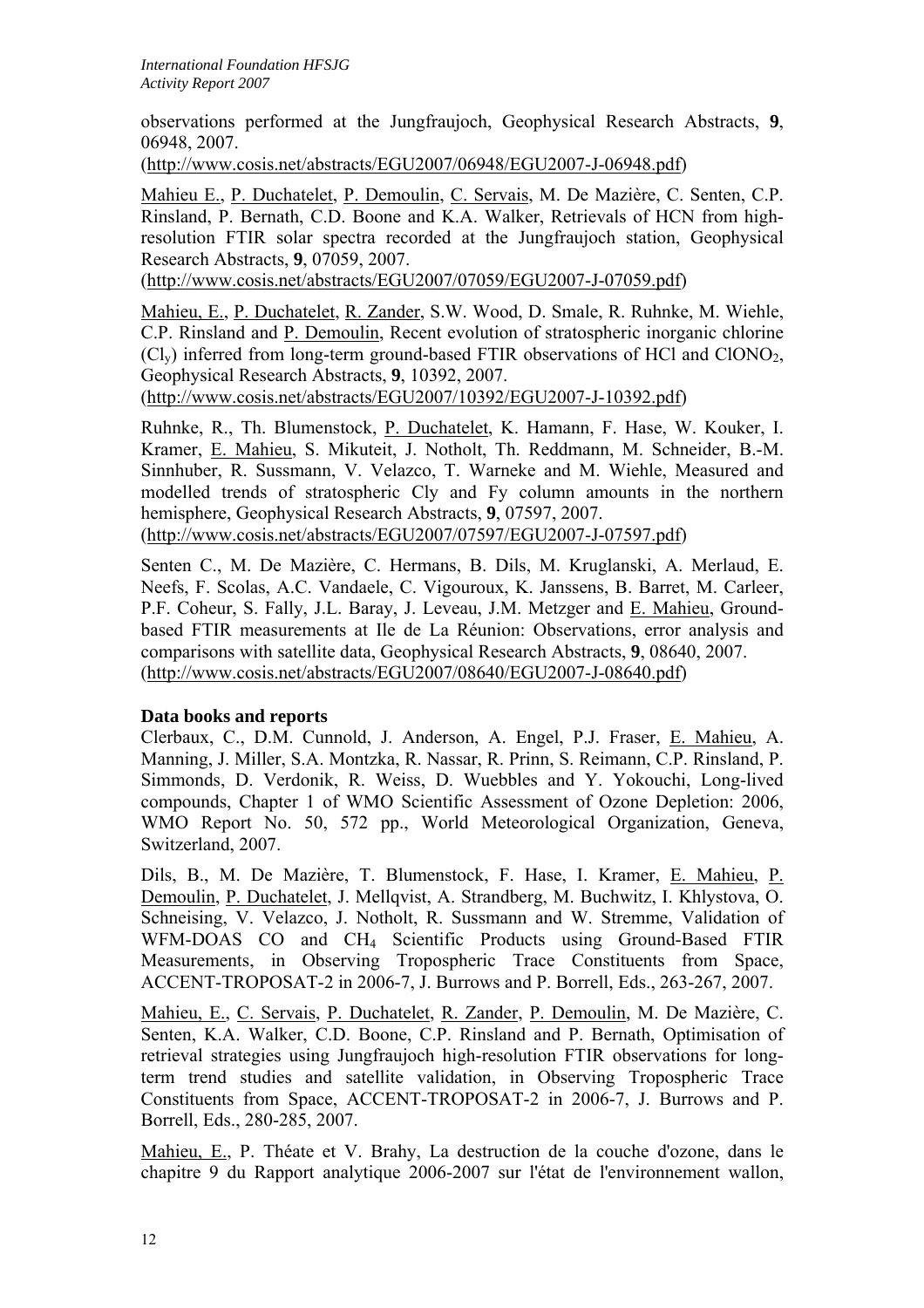observations performed at the Jungfraujoch, Geophysical Research Abstracts, **9**, 06948, 2007.
(http://www.cosis.net/abstracts/EGU2007/06948/EGU2007-J-06948.pdf)

Mahieu E., P. Duchatelet, P. Demoulin, C. Servais, M. De Mazière, C. Senten, C.P. Rinsland, P. Bernath, C.D. Boone and K.A. Walker, Retrievals of HCN from high-resolution FTIR solar spectra recorded at the Jungfraujoch station, Geophysical Research Abstracts, **9**, 07059, 2007.
(http://www.cosis.net/abstracts/EGU2007/07059/EGU2007-J-07059.pdf)

Mahieu, E., P. Duchatelet, R. Zander, S.W. Wood, D. Smale, R. Ruhnke, M. Wiehle, C.P. Rinsland and P. Demoulin, Recent evolution of stratospheric inorganic chlorine ($Cl_y$) inferred from long-term ground-based FTIR observations of HCl and $ClONO_2$, Geophysical Research Abstracts, **9**, 10392, 2007.
(http://www.cosis.net/abstracts/EGU2007/10392/EGU2007-J-10392.pdf)

Ruhnke, R., Th. Blumenstock, P. Duchatelet, K. Hamann, F. Hase, W. Kouker, I. Kramer, E. Mahieu, S. Mikuteit, J. Notholt, Th. Reddmann, M. Schneider, B.-M. Sinnhuber, R. Sussmann, V. Velazco, T. Warneke and M. Wiehle, Measured and modelled trends of stratospheric Cly and Fy column amounts in the northern hemisphere, Geophysical Research Abstracts, **9**, 07597, 2007.
(http://www.cosis.net/abstracts/EGU2007/07597/EGU2007-J-07597.pdf)

Senten C., M. De Mazière, C. Hermans, B. Dils, M. Kruglanski, A. Merlaud, E. Neefs, F. Scolas, A.C. Vandaele, C. Vigouroux, K. Janssens, B. Barret, M. Carleer, P.F. Coheur, S. Fally, J.L. Baray, J. Leveau, J.M. Metzger and E. Mahieu, Ground-based FTIR measurements at Ile de La Réunion: Observations, error analysis and comparisons with satellite data, Geophysical Research Abstracts, **9**, 08640, 2007.
(http://www.cosis.net/abstracts/EGU2007/08640/EGU2007-J-08640.pdf)

### Data books and reports

Clerbaux, C., D.M. Cunnold, J. Anderson, A. Engel, P.J. Fraser, E. Mahieu, A. Manning, J. Miller, S.A. Montzka, R. Nassar, R. Prinn, S. Reimann, C.P. Rinsland, P. Simmonds, D. Verdonik, R. Weiss, D. Wuebbles and Y. Yokouchi, Long-lived compounds, Chapter 1 of WMO Scientific Assessment of Ozone Depletion: 2006, WMO Report No. 50, 572 pp., World Meteorological Organization, Geneva, Switzerland, 2007.

Dils, B., M. De Mazière, T. Blumenstock, F. Hase, I. Kramer, E. Mahieu, P. Demoulin, P. Duchatelet, J. Mellqvist, A. Strandberg, M. Buchwitz, I. Khlystova, O. Schneising, V. Velazco, J. Notholt, R. Sussmann and W. Stremme, Validation of WFM-DOAS CO and $CH_4$ Scientific Products using Ground-Based FTIR Measurements, in Observing Tropospheric Trace Constituents from Space, ACCENT-TROPOSAT-2 in 2006-7, J. Burrows and P. Borrell, Eds., 263-267, 2007.

Mahieu, E., C. Servais, P. Duchatelet, R. Zander, P. Demoulin, M. De Mazière, C. Senten, K.A. Walker, C.D. Boone, C.P. Rinsland and P. Bernath, Optimisation of retrieval strategies using Jungfraujoch high-resolution FTIR observations for long-term trend studies and satellite validation, in Observing Tropospheric Trace Constituents from Space, ACCENT-TROPOSAT-2 in 2006-7, J. Burrows and P. Borrell, Eds., 280-285, 2007.

Mahieu, E., P. Théate et V. Brahy, La destruction de la couche d'ozone, dans le chapitre 9 du Rapport analytique 2006-2007 sur l'état de l'environnement wallon,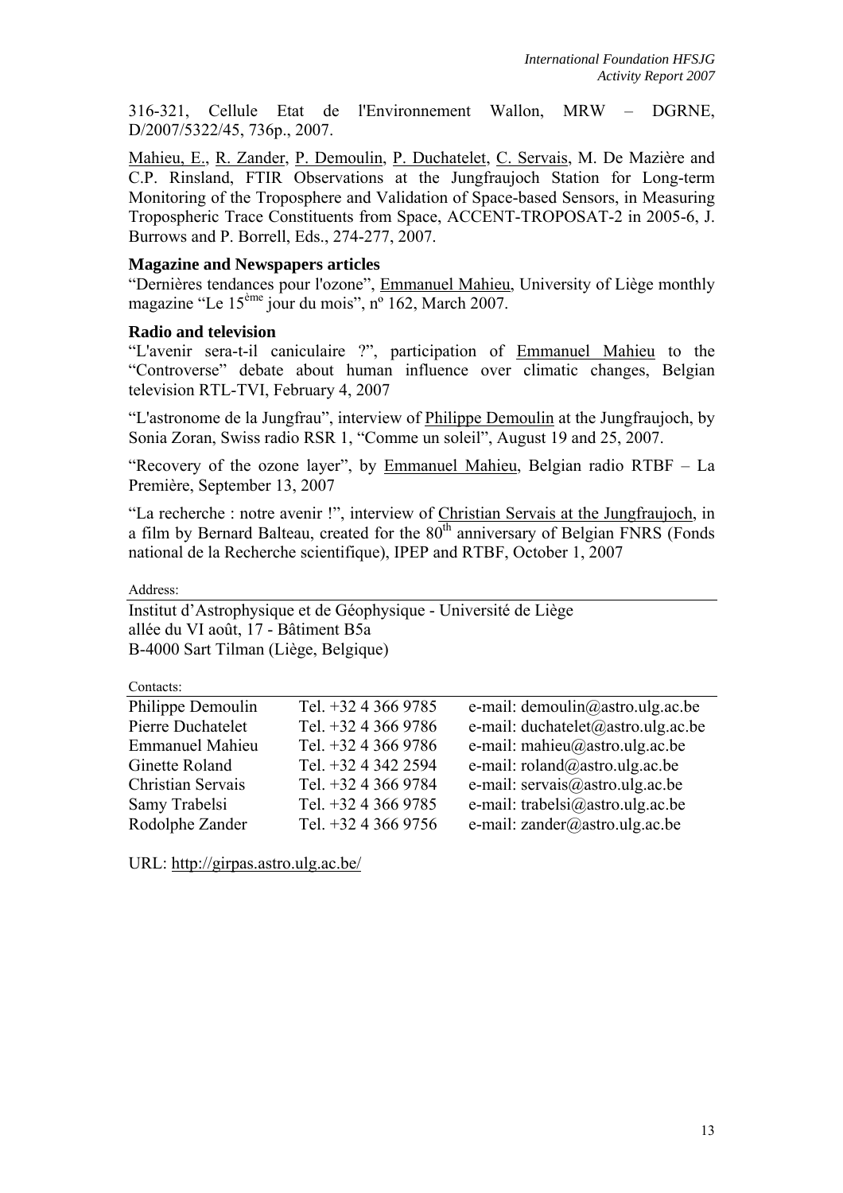316-321, Cellule Etat de l'Environnement Wallon, MRW – DGRNE, D/2007/5322/45, 736p., 2007.

Mahieu, E., R. Zander, P. Demoulin, P. Duchatelet, C. Servais, M. De Mazière and C.P. Rinsland, FTIR Observations at the Jungfraujoch Station for Long-term Monitoring of the Troposphere and Validation of Space-based Sensors, in Measuring Tropospheric Trace Constituents from Space, ACCENT-TROPOSAT-2 in 2005-6, J. Burrows and P. Borrell, Eds., 274-277, 2007.

### Magazine and Newspapers articles

"Dernières tendances pour l'ozone", Emmanuel Mahieu, University of Liège monthly magazine "Le 15ème jour du mois", nº 162, March 2007.

### Radio and television

"L'avenir sera-t-il caniculaire ?", participation of Emmanuel Mahieu to the "Controverse" debate about human influence over climatic changes, Belgian television RTL-TVI, February 4, 2007

"L'astronome de la Jungfrau", interview of Philippe Demoulin at the Jungfraujoch, by Sonia Zoran, Swiss radio RSR 1, "Comme un soleil", August 19 and 25, 2007.

"Recovery of the ozone layer", by Emmanuel Mahieu, Belgian radio RTBF – La Première, September 13, 2007

"La recherche : notre avenir !", interview of Christian Servais at the Jungfraujoch, in a film by Bernard Balteau, created for the 80th anniversary of Belgian FNRS (Fonds national de la Recherche scientifique), IPEP and RTBF, October 1, 2007

Address:

Institut d'Astrophysique et de Géophysique - Université de Liège
allée du VI août, 17 - Bâtiment B5a
B-4000 Sart Tilman (Liège, Belgique)

Contacts:

| | | |
|---|---|---|
| Philippe Demoulin | Tel. +32 4 366 9785 | e-mail: demoulin@astro.ulg.ac.be |
| Pierre Duchatelet | Tel. +32 4 366 9786 | e-mail: duchatelet@astro.ulg.ac.be |
| Emmanuel Mahieu | Tel. +32 4 366 9786 | e-mail: mahieu@astro.ulg.ac.be |
| Ginette Roland | Tel. +32 4 342 2594 | e-mail: roland@astro.ulg.ac.be |
| Christian Servais | Tel. +32 4 366 9784 | e-mail: servais@astro.ulg.ac.be |
| Samy Trabelsi | Tel. +32 4 366 9785 | e-mail: trabelsi@astro.ulg.ac.be |
| Rodolphe Zander | Tel. +32 4 366 9756 | e-mail: zander@astro.ulg.ac.be |

URL: http://girpas.astro.ulg.ac.be/